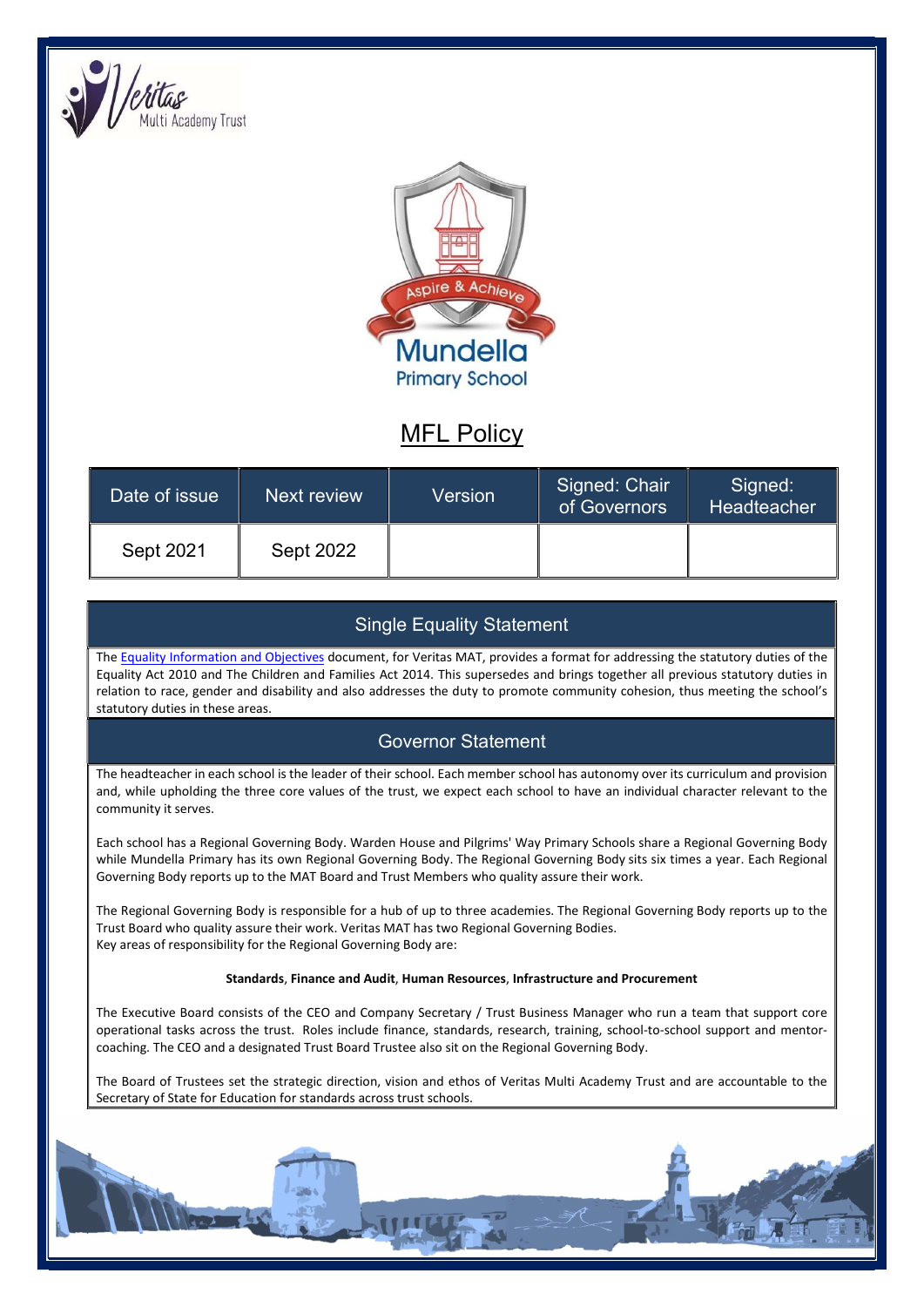Veritas Multi Academy Trust

Aspire & Achieve

Mundella Primary School

# MFL Policy

| Date of issue | Next review | Version | Signed: Chair of Governors | Signed: Headteacher |
|---|---|---|---|---|
| Sept 2021 | Sept 2022 | | | |

## Single Equality Statement

The Equality Information and Objectives document, for Veritas MAT, provides a format for addressing the statutory duties of the Equality Act 2010 and The Children and Families Act 2014. This supersedes and brings together all previous statutory duties in relation to race, gender and disability and also addresses the duty to promote community cohesion, thus meeting the school's statutory duties in these areas.

## Governor Statement

The headteacher in each school is the leader of their school. Each member school has autonomy over its curriculum and provision and, while upholding the three core values of the trust, we expect each school to have an individual character relevant to the community it serves.

Each school has a Regional Governing Body. Warden House and Pilgrims' Way Primary Schools share a Regional Governing Body while Mundella Primary has its own Regional Governing Body. The Regional Governing Body sits six times a year. Each Regional Governing Body reports up to the MAT Board and Trust Members who quality assure their work.

The Regional Governing Body is responsible for a hub of up to three academies. The Regional Governing Body reports up to the Trust Board who quality assure their work. Veritas MAT has two Regional Governing Bodies.
Key areas of responsibility for the Regional Governing Body are:

**Standards**, **Finance and Audit**, **Human Resources**, **Infrastructure and Procurement**

The Executive Board consists of the CEO and Company Secretary / Trust Business Manager who run a team that support core operational tasks across the trust. Roles include finance, standards, research, training, school-to-school support and mentor-coaching. The CEO and a designated Trust Board Trustee also sit on the Regional Governing Body.

The Board of Trustees set the strategic direction, vision and ethos of Veritas Multi Academy Trust and are accountable to the Secretary of State for Education for standards across trust schools.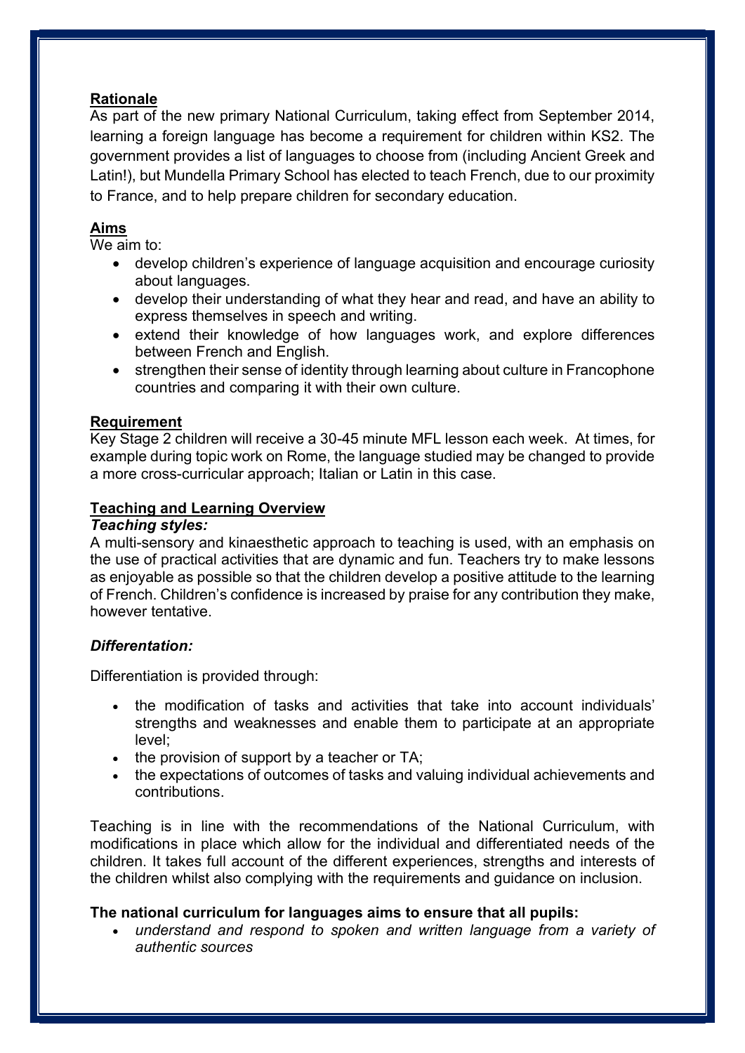**Rationale**

As part of the new primary National Curriculum, taking effect from September 2014, learning a foreign language has become a requirement for children within KS2. The government provides a list of languages to choose from (including Ancient Greek and Latin!), but Mundella Primary School has elected to teach French, due to our proximity to France, and to help prepare children for secondary education.

**Aims**

We aim to:

- develop children's experience of language acquisition and encourage curiosity about languages.
- develop their understanding of what they hear and read, and have an ability to express themselves in speech and writing.
- extend their knowledge of how languages work, and explore differences between French and English.
- strengthen their sense of identity through learning about culture in Francophone countries and comparing it with their own culture.

**Requirement**

Key Stage 2 children will receive a 30-45 minute MFL lesson each week. At times, for example during topic work on Rome, the language studied may be changed to provide a more cross-curricular approach; Italian or Latin in this case.

**Teaching and Learning Overview**

***Teaching styles:***

A multi-sensory and kinaesthetic approach to teaching is used, with an emphasis on the use of practical activities that are dynamic and fun. Teachers try to make lessons as enjoyable as possible so that the children develop a positive attitude to the learning of French. Children's confidence is increased by praise for any contribution they make, however tentative.

***Differentation:***

Differentiation is provided through:

- the modification of tasks and activities that take into account individuals' strengths and weaknesses and enable them to participate at an appropriate level;
- the provision of support by a teacher or TA;
- the expectations of outcomes of tasks and valuing individual achievements and contributions.

Teaching is in line with the recommendations of the National Curriculum, with modifications in place which allow for the individual and differentiated needs of the children. It takes full account of the different experiences, strengths and interests of the children whilst also complying with the requirements and guidance on inclusion.

**The national curriculum for languages aims to ensure that all pupils:**

- *understand and respond to spoken and written language from a variety of authentic sources*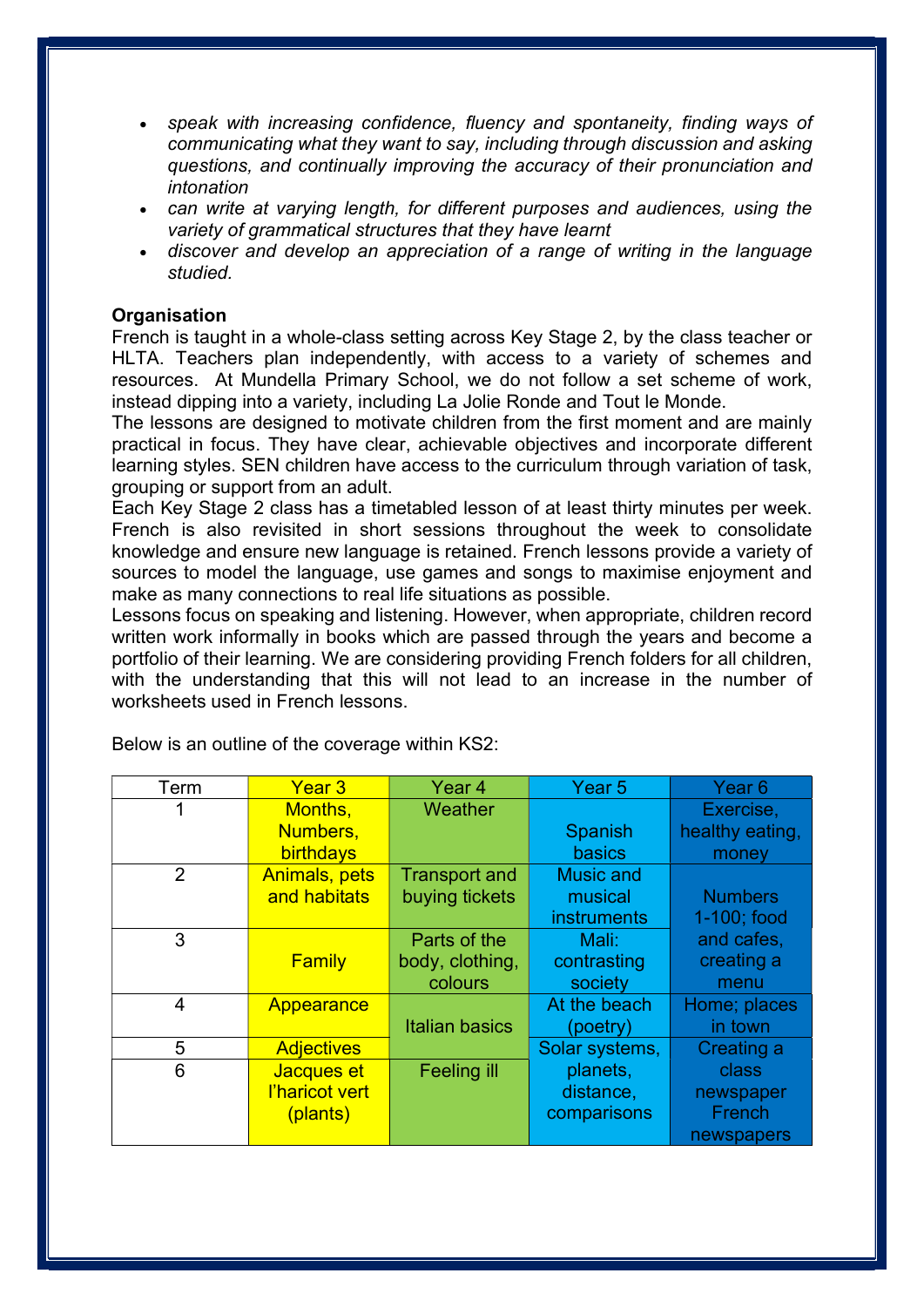- *speak with increasing confidence, fluency and spontaneity, finding ways of communicating what they want to say, including through discussion and asking questions, and continually improving the accuracy of their pronunciation and intonation*
- *can write at varying length, for different purposes and audiences, using the variety of grammatical structures that they have learnt*
- *discover and develop an appreciation of a range of writing in the language studied.*

**Organisation**

French is taught in a whole-class setting across Key Stage 2, by the class teacher or HLTA. Teachers plan independently, with access to a variety of schemes and resources. At Mundella Primary School, we do not follow a set scheme of work, instead dipping into a variety, including La Jolie Ronde and Tout le Monde.

The lessons are designed to motivate children from the first moment and are mainly practical in focus. They have clear, achievable objectives and incorporate different learning styles. SEN children have access to the curriculum through variation of task, grouping or support from an adult.

Each Key Stage 2 class has a timetabled lesson of at least thirty minutes per week. French is also revisited in short sessions throughout the week to consolidate knowledge and ensure new language is retained. French lessons provide a variety of sources to model the language, use games and songs to maximise enjoyment and make as many connections to real life situations as possible.

Lessons focus on speaking and listening. However, when appropriate, children record written work informally in books which are passed through the years and become a portfolio of their learning. We are considering providing French folders for all children, with the understanding that this will not lead to an increase in the number of worksheets used in French lessons.

Below is an outline of the coverage within KS2:

| Term | Year 3 | Year 4 | Year 5 | Year 6 |
|---|---|---|---|---|
| 1 | Months, Numbers, birthdays | Weather | Spanish basics | Exercise, healthy eating, money |
| 2 | Animals, pets and habitats | Transport and buying tickets | Music and musical instruments | Numbers 1-100; food and cafes, creating a menu |
| 3 | Family | Parts of the body, clothing, colours | Mali: contrasting society | |
| 4 | Appearance | Italian basics | At the beach (poetry) | Home; places in town |
| 5 | Adjectives | | Solar systems, planets, distance, comparisons | Creating a class newspaper French newspapers |
| 6 | Jacques et l'haricot vert (plants) | Feeling ill | | |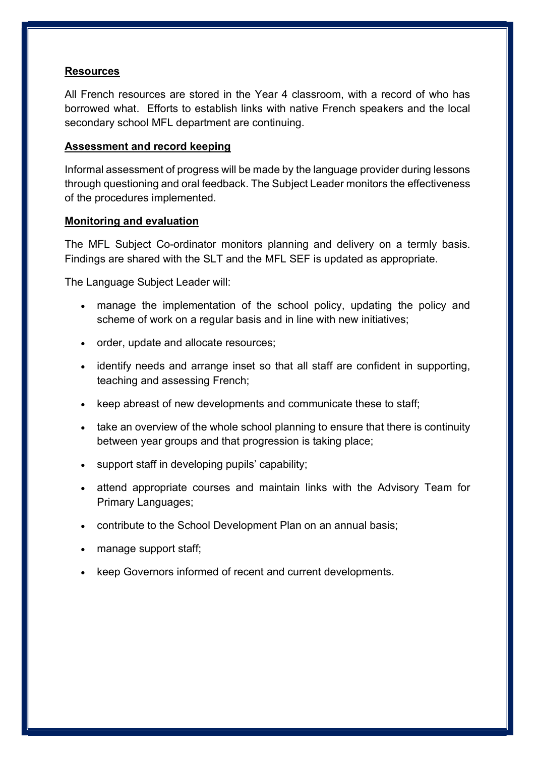**Resources**

All French resources are stored in the Year 4 classroom, with a record of who has borrowed what. Efforts to establish links with native French speakers and the local secondary school MFL department are continuing.

**Assessment and record keeping**

Informal assessment of progress will be made by the language provider during lessons through questioning and oral feedback. The Subject Leader monitors the effectiveness of the procedures implemented.

**Monitoring and evaluation**

The MFL Subject Co-ordinator monitors planning and delivery on a termly basis. Findings are shared with the SLT and the MFL SEF is updated as appropriate.

The Language Subject Leader will:

- manage the implementation of the school policy, updating the policy and scheme of work on a regular basis and in line with new initiatives;
- order, update and allocate resources;
- identify needs and arrange inset so that all staff are confident in supporting, teaching and assessing French;
- keep abreast of new developments and communicate these to staff;
- take an overview of the whole school planning to ensure that there is continuity between year groups and that progression is taking place;
- support staff in developing pupils' capability;
- attend appropriate courses and maintain links with the Advisory Team for Primary Languages;
- contribute to the School Development Plan on an annual basis;
- manage support staff;
- keep Governors informed of recent and current developments.